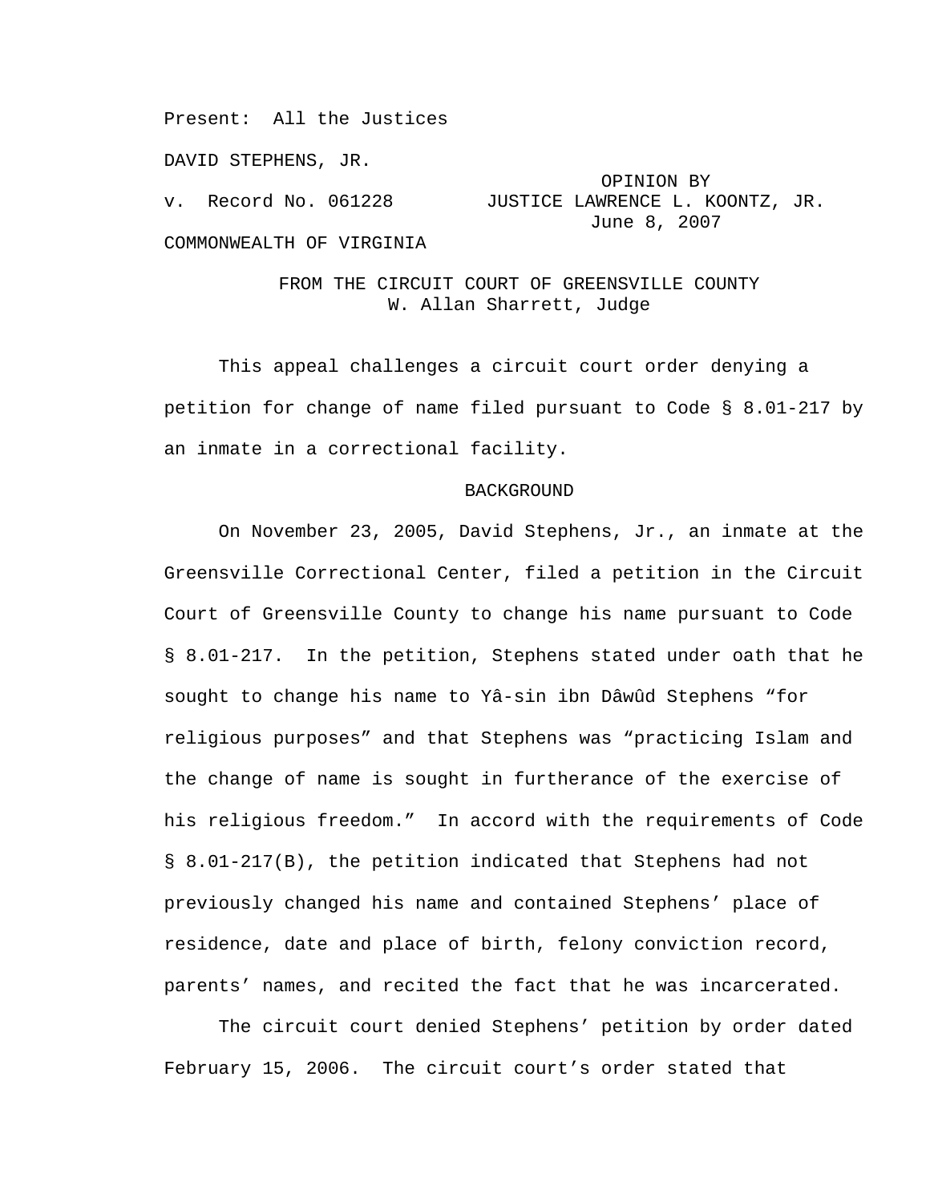Present: All the Justices

DAVID STEPHENS, JR.

v. Record No. 061228

OPINION BY JUSTICE LAWRENCE L. KOONTZ, JR.
June 8, 2007

COMMONWEALTH OF VIRGINIA

FROM THE CIRCUIT COURT OF GREENSVILLE COUNTY
W. Allan Sharrett, Judge

This appeal challenges a circuit court order denying a petition for change of name filed pursuant to Code § 8.01-217 by an inmate in a correctional facility.

## BACKGROUND

On November 23, 2005, David Stephens, Jr., an inmate at the Greensville Correctional Center, filed a petition in the Circuit Court of Greensville County to change his name pursuant to Code § 8.01-217. In the petition, Stephens stated under oath that he sought to change his name to Yâ-sin ibn Dâwûd Stephens "for religious purposes" and that Stephens was "practicing Islam and the change of name is sought in furtherance of the exercise of his religious freedom." In accord with the requirements of Code § 8.01-217(B), the petition indicated that Stephens had not previously changed his name and contained Stephens' place of residence, date and place of birth, felony conviction record, parents' names, and recited the fact that he was incarcerated.

The circuit court denied Stephens' petition by order dated February 15, 2006. The circuit court's order stated that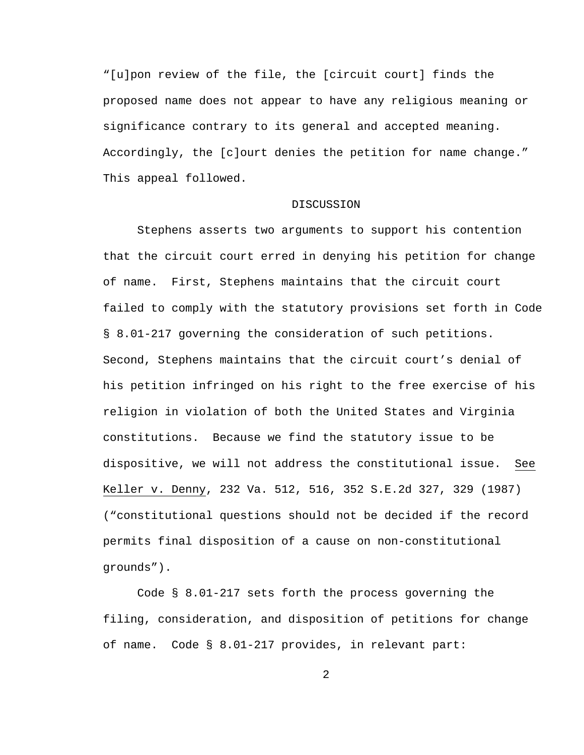"[u]pon review of the file, the [circuit court] finds the proposed name does not appear to have any religious meaning or significance contrary to its general and accepted meaning. Accordingly, the [c]ourt denies the petition for name change." This appeal followed.

## DISCUSSION

Stephens asserts two arguments to support his contention that the circuit court erred in denying his petition for change of name. First, Stephens maintains that the circuit court failed to comply with the statutory provisions set forth in Code § 8.01-217 governing the consideration of such petitions. Second, Stephens maintains that the circuit court's denial of his petition infringed on his right to the free exercise of his religion in violation of both the United States and Virginia constitutions. Because we find the statutory issue to be dispositive, we will not address the constitutional issue. See Keller v. Denny, 232 Va. 512, 516, 352 S.E.2d 327, 329 (1987) ("constitutional questions should not be decided if the record permits final disposition of a cause on non-constitutional grounds").

Code § 8.01-217 sets forth the process governing the filing, consideration, and disposition of petitions for change of name. Code § 8.01-217 provides, in relevant part: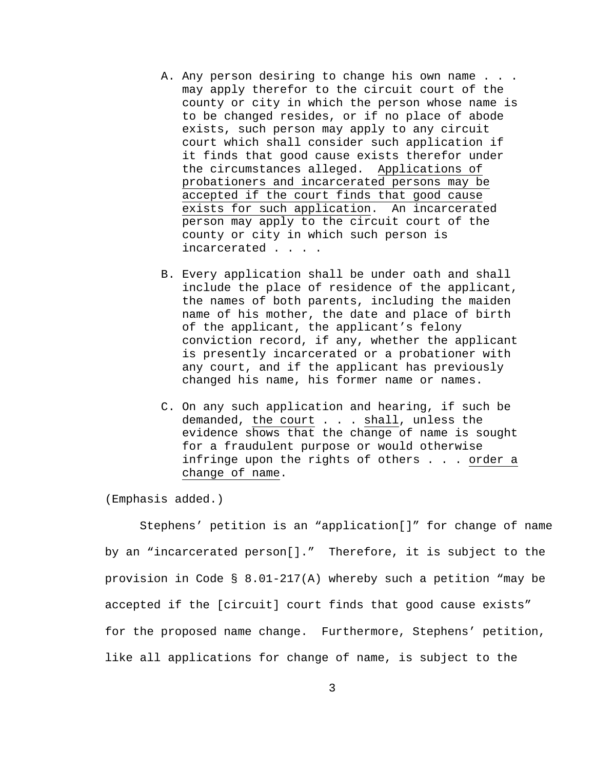> A. Any person desiring to change his own name . . . may apply therefor to the circuit court of the county or city in which the person whose name is to be changed resides, or if no place of abode exists, such person may apply to any circuit court which shall consider such application if it finds that good cause exists therefor under the circumstances alleged. <u>Applications of probationers and incarcerated persons may be accepted if the court finds that good cause exists for such application</u>. An incarcerated person may apply to the circuit court of the county or city in which such person is incarcerated . . . .
>
> B. Every application shall be under oath and shall include the place of residence of the applicant, the names of both parents, including the maiden name of his mother, the date and place of birth of the applicant, the applicant's felony conviction record, if any, whether the applicant is presently incarcerated or a probationer with any court, and if the applicant has previously changed his name, his former name or names.
>
> C. On any such application and hearing, if such be demanded, <u>the court</u> . . . <u>shall</u>, unless the evidence shows that the change of name is sought for a fraudulent purpose or would otherwise infringe upon the rights of others . . . <u>order a change of name</u>.

(Emphasis added.)

Stephens' petition is an "application[]" for change of name by an "incarcerated person[]." Therefore, it is subject to the provision in Code § 8.01-217(A) whereby such a petition "may be accepted if the [circuit] court finds that good cause exists" for the proposed name change. Furthermore, Stephens' petition, like all applications for change of name, is subject to the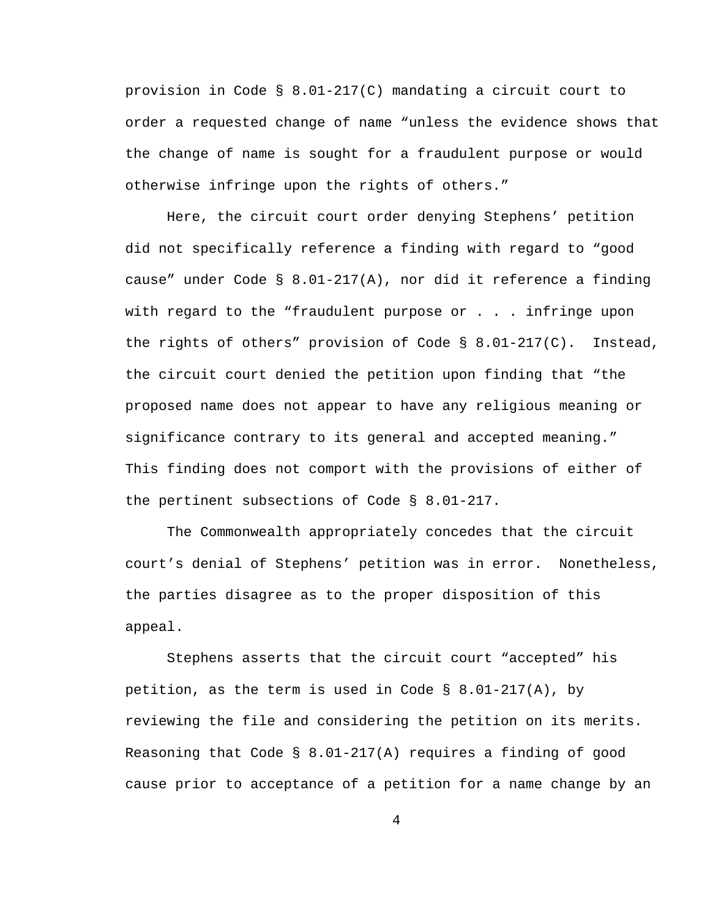provision in Code § 8.01-217(C) mandating a circuit court to order a requested change of name "unless the evidence shows that the change of name is sought for a fraudulent purpose or would otherwise infringe upon the rights of others."

Here, the circuit court order denying Stephens' petition did not specifically reference a finding with regard to "good cause" under Code § 8.01-217(A), nor did it reference a finding with regard to the "fraudulent purpose or . . . infringe upon the rights of others" provision of Code § 8.01-217(C). Instead, the circuit court denied the petition upon finding that "the proposed name does not appear to have any religious meaning or significance contrary to its general and accepted meaning." This finding does not comport with the provisions of either of the pertinent subsections of Code § 8.01-217.

The Commonwealth appropriately concedes that the circuit court's denial of Stephens' petition was in error. Nonetheless, the parties disagree as to the proper disposition of this appeal.

Stephens asserts that the circuit court "accepted" his petition, as the term is used in Code § 8.01-217(A), by reviewing the file and considering the petition on its merits. Reasoning that Code § 8.01-217(A) requires a finding of good cause prior to acceptance of a petition for a name change by an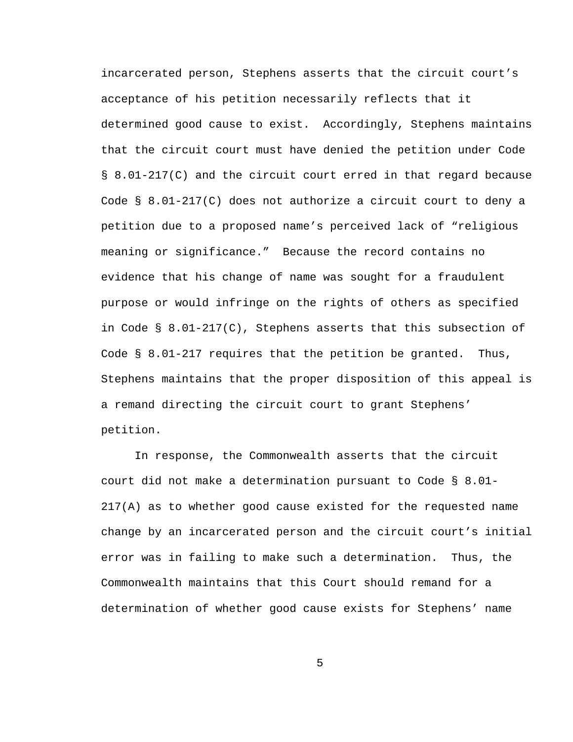incarcerated person, Stephens asserts that the circuit court's acceptance of his petition necessarily reflects that it determined good cause to exist. Accordingly, Stephens maintains that the circuit court must have denied the petition under Code § 8.01-217(C) and the circuit court erred in that regard because Code § 8.01-217(C) does not authorize a circuit court to deny a petition due to a proposed name's perceived lack of "religious meaning or significance." Because the record contains no evidence that his change of name was sought for a fraudulent purpose or would infringe on the rights of others as specified in Code § 8.01-217(C), Stephens asserts that this subsection of Code § 8.01-217 requires that the petition be granted. Thus, Stephens maintains that the proper disposition of this appeal is a remand directing the circuit court to grant Stephens' petition.

In response, the Commonwealth asserts that the circuit court did not make a determination pursuant to Code § 8.01-217(A) as to whether good cause existed for the requested name change by an incarcerated person and the circuit court's initial error was in failing to make such a determination. Thus, the Commonwealth maintains that this Court should remand for a determination of whether good cause exists for Stephens' name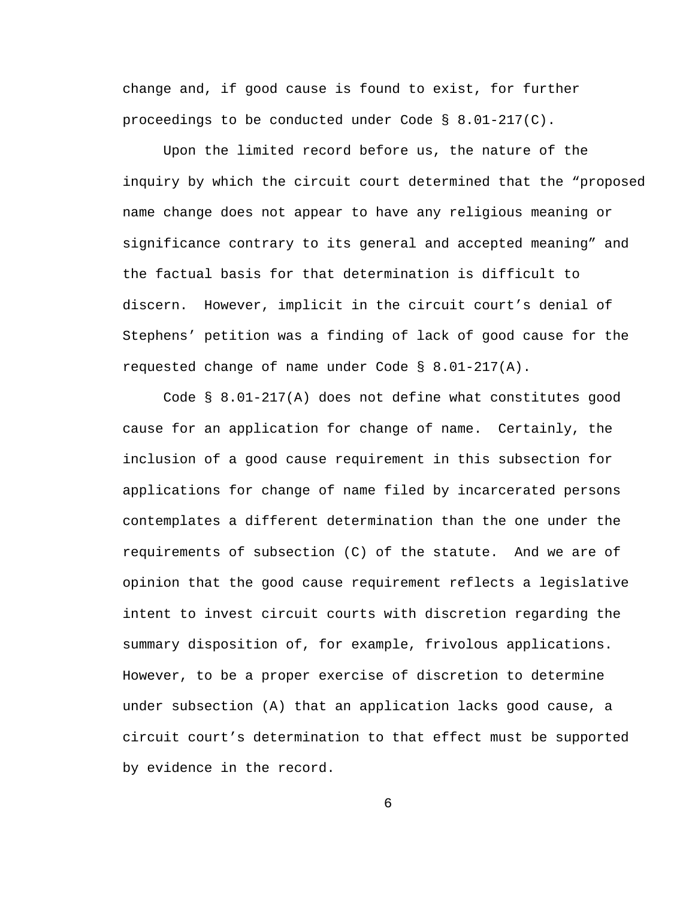change and, if good cause is found to exist, for further proceedings to be conducted under Code § 8.01-217(C).

Upon the limited record before us, the nature of the inquiry by which the circuit court determined that the "proposed name change does not appear to have any religious meaning or significance contrary to its general and accepted meaning" and the factual basis for that determination is difficult to discern. However, implicit in the circuit court's denial of Stephens' petition was a finding of lack of good cause for the requested change of name under Code § 8.01-217(A).

Code § 8.01-217(A) does not define what constitutes good cause for an application for change of name. Certainly, the inclusion of a good cause requirement in this subsection for applications for change of name filed by incarcerated persons contemplates a different determination than the one under the requirements of subsection (C) of the statute. And we are of opinion that the good cause requirement reflects a legislative intent to invest circuit courts with discretion regarding the summary disposition of, for example, frivolous applications. However, to be a proper exercise of discretion to determine under subsection (A) that an application lacks good cause, a circuit court's determination to that effect must be supported by evidence in the record.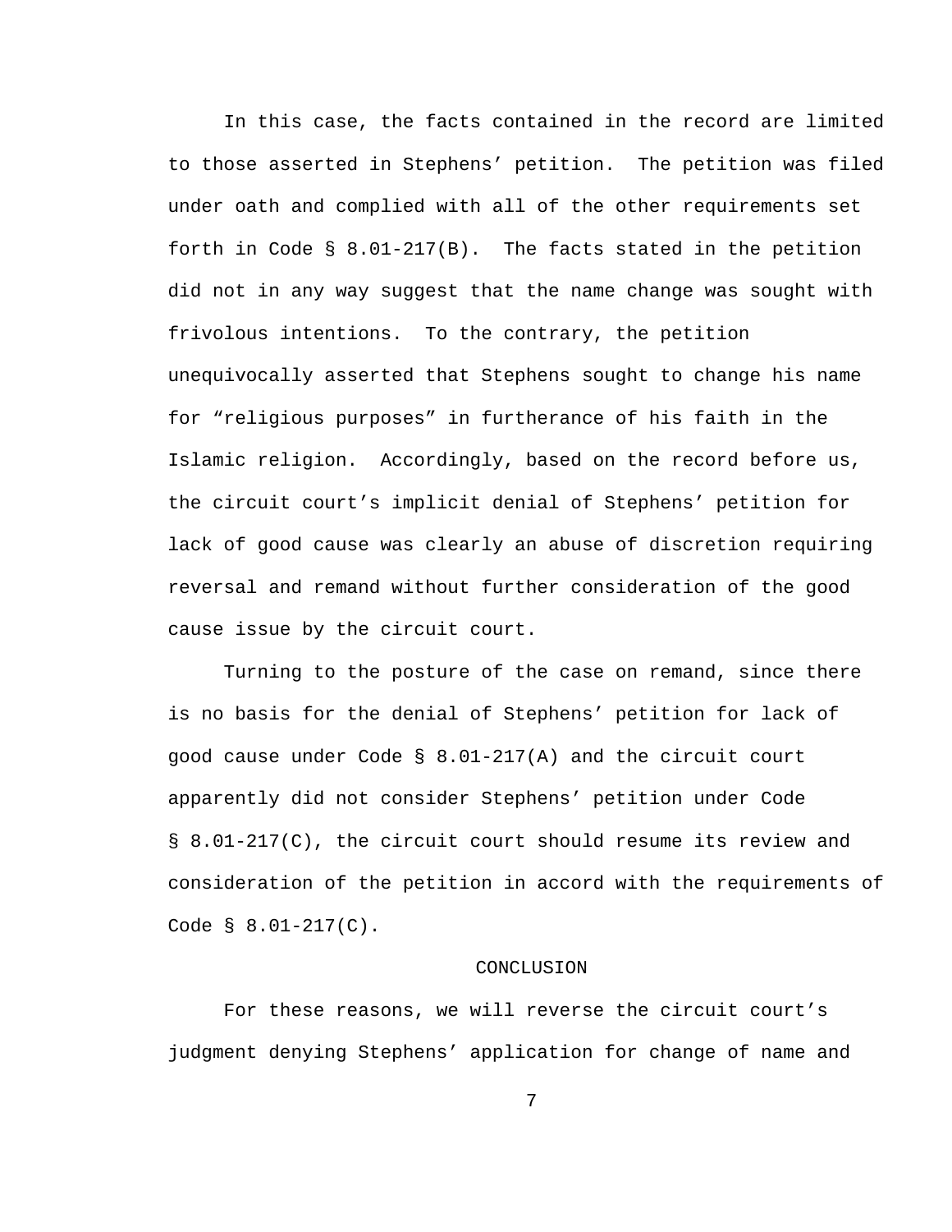In this case, the facts contained in the record are limited to those asserted in Stephens' petition. The petition was filed under oath and complied with all of the other requirements set forth in Code § 8.01-217(B). The facts stated in the petition did not in any way suggest that the name change was sought with frivolous intentions. To the contrary, the petition unequivocally asserted that Stephens sought to change his name for "religious purposes" in furtherance of his faith in the Islamic religion. Accordingly, based on the record before us, the circuit court's implicit denial of Stephens' petition for lack of good cause was clearly an abuse of discretion requiring reversal and remand without further consideration of the good cause issue by the circuit court.

Turning to the posture of the case on remand, since there is no basis for the denial of Stephens' petition for lack of good cause under Code § 8.01-217(A) and the circuit court apparently did not consider Stephens' petition under Code § 8.01-217(C), the circuit court should resume its review and consideration of the petition in accord with the requirements of Code § 8.01-217(C).

## CONCLUSION

For these reasons, we will reverse the circuit court's judgment denying Stephens' application for change of name and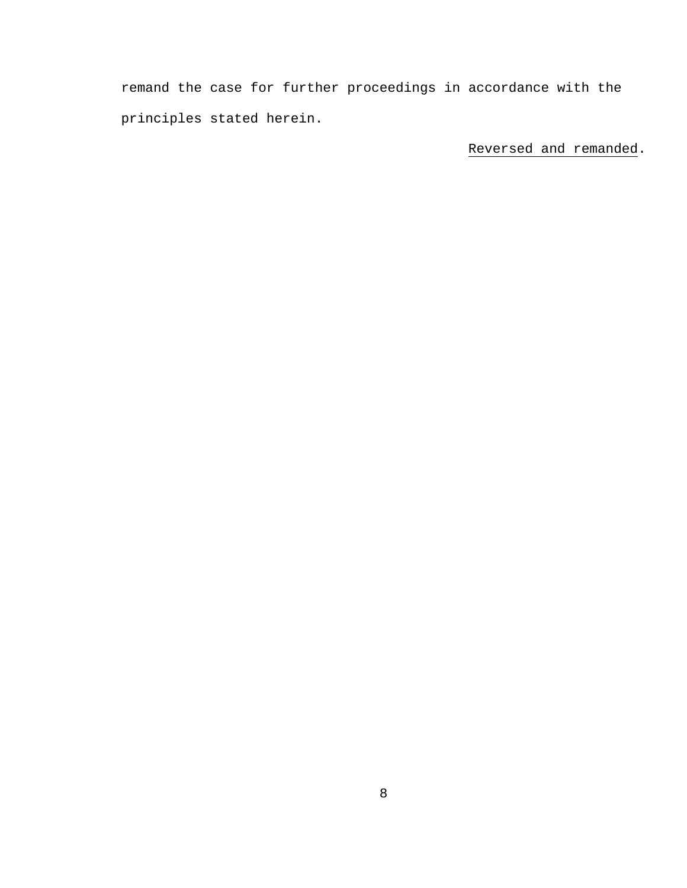remand the case for further proceedings in accordance with the principles stated herein.

*Reversed and remanded*.